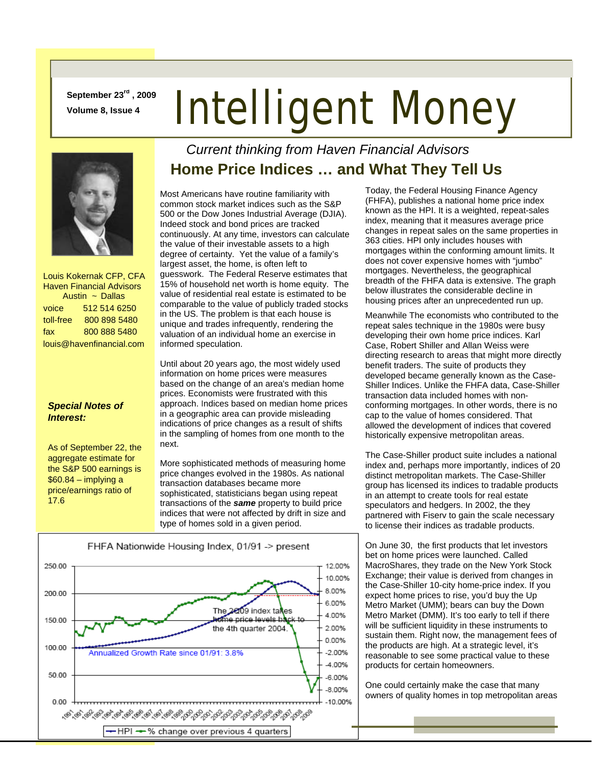September 23rd, 2009
Volume 8, Issue 4

# Intelligent Money

*Current thinking from Haven Financial Advisors*

Louis Kokernak CFP, CFA
Haven Financial Advisors
Austin ~ Dallas

voice 512 514 6250
toll-free 800 898 5480
fax 800 888 5480
louis@havenfinancial.com

***Special Notes of Interest:***

As of September 22, the aggregate estimate for the S&P 500 earnings is $60.84 – implying a price/earnings ratio of 17.6

## Home Price Indices … and What They Tell Us

Most Americans have routine familiarity with common stock market indices such as the S&P 500 or the Dow Jones Industrial Average (DJIA). Indeed stock and bond prices are tracked continuously. At any time, investors can calculate the value of their investable assets to a high degree of certainty. Yet the value of a family's largest asset, the home, is often left to guesswork. The Federal Reserve estimates that 15% of household net worth is home equity. The value of residential real estate is estimated to be comparable to the value of publicly traded stocks in the US. The problem is that each house is unique and trades infrequently, rendering the valuation of an individual home an exercise in informed speculation.

Until about 20 years ago, the most widely used information on home prices were measures based on the change of an area's median home prices. Economists were frustrated with this approach. Indices based on median home prices in a geographic area can provide misleading indications of price changes as a result of shifts in the sampling of homes from one month to the next.

More sophisticated methods of measuring home price changes evolved in the 1980s. As national transaction databases became more sophisticated, statisticians began using repeat transactions of the ***same*** property to build price indices that were not affected by drift in size and type of homes sold in a given period.

FHFA Nationwide Housing Index, 01/91 -> present

The 2009 index takes home price levels back to the 4th quarter 2004.

Annualized Growth Rate since 01/91: 3.8%

HPI — % change over previous 4 quarters

Today, the Federal Housing Finance Agency (FHFA), publishes a national home price index known as the HPI. It is a weighted, repeat-sales index, meaning that it measures average price changes in repeat sales on the same properties in 363 cities. HPI only includes houses with mortgages within the conforming amount limits. It does not cover expensive homes with "jumbo" mortgages. Nevertheless, the geographical breadth of the FHFA data is extensive. The graph below illustrates the considerable decline in housing prices after an unprecedented run up.

Meanwhile The economists who contributed to the repeat sales technique in the 1980s were busy developing their own home price indices. Karl Case, Robert Shiller and Allan Weiss were directing research to areas that might more directly benefit traders. The suite of products they developed became generally known as the Case-Shiller Indices. Unlike the FHFA data, Case-Shiller transaction data included homes with non-conforming mortgages. In other words, there is no cap to the value of homes considered. That allowed the development of indices that covered historically expensive metropolitan areas.

The Case-Shiller product suite includes a national index and, perhaps more importantly, indices of 20 distinct metropolitan markets. The Case-Shiller group has licensed its indices to tradable products in an attempt to create tools for real estate speculators and hedgers. In 2002, the they partnered with Fiserv to gain the scale necessary to license their indices as tradable products.

On June 30, the first products that let investors bet on home prices were launched. Called MacroShares, they trade on the New York Stock Exchange; their value is derived from changes in the Case-Shiller 10-city home-price index. If you expect home prices to rise, you'd buy the Up Metro Market (UMM); bears can buy the Down Metro Market (DMM). It's too early to tell if there will be sufficient liquidity in these instruments to sustain them. Right now, the management fees of the products are high. At a strategic level, it's reasonable to see some practical value to these products for certain homeowners.

One could certainly make the case that many owners of quality homes in top metropolitan areas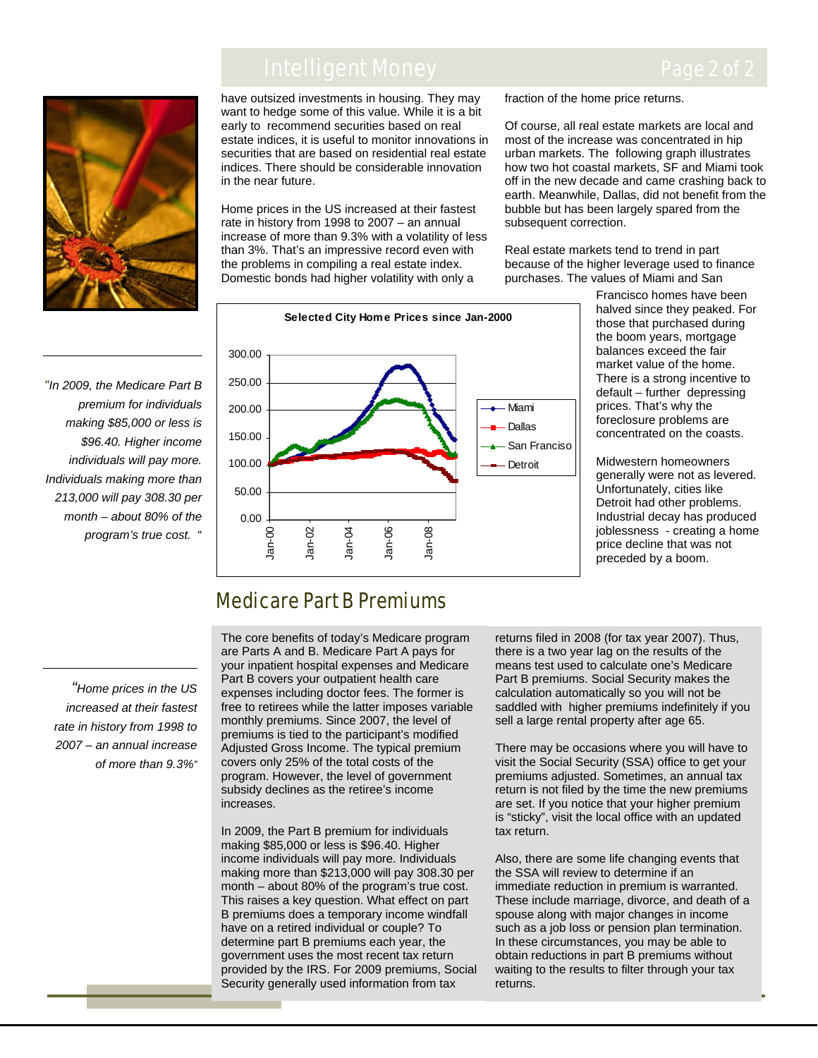have outsized investments in housing. They may want to hedge some of this value. While it is a bit early to recommend securities based on real estate indices, it is useful to monitor innovations in securities that are based on residential real estate indices. There should be considerable innovation in the near future.

Home prices in the US increased at their fastest rate in history from 1998 to 2007 – an annual increase of more than 9.3% with a volatility of less than 3%. That's an impressive record even with the problems in compiling a real estate index. Domestic bonds had higher volatility with only a fraction of the home price returns.

Of course, all real estate markets are local and most of the increase was concentrated in hip urban markets. The following graph illustrates how two hot coastal markets, SF and Miami took off in the new decade and came crashing back to earth. Meanwhile, Dallas, did not benefit from the bubble but has been largely spared from the subsequent correction.

Real estate markets tend to trend in part because of the higher leverage used to finance purchases. The values of Miami and San Francisco homes have been halved since they peaked. For those that purchased during the boom years, mortgage balances exceed the fair market value of the home. There is a strong incentive to default – further depressing prices. That's why the foreclosure problems are concentrated on the coasts.

Selected City Home Prices since Jan-2000

300.00
250.00
200.00
150.00
100.00
50.00
0.00

Jan-00
Jan-02
Jan-04
Jan-06
Jan-08

Miami
Dallas
San Franciso
Detroit

Midwestern homeowners generally were not as levered. Unfortunately, cities like Detroit had other problems. Industrial decay has produced joblessness - creating a home price decline that was not preceded by a boom.

*"In 2009, the Medicare Part B premium for individuals making $85,000 or less is $96.40. Higher income individuals will pay more. Individuals making more than 213,000 will pay 308.30 per month – about 80% of the program's true cost. "*

## Medicare Part B Premiums

The core benefits of today's Medicare program are Parts A and B. Medicare Part A pays for your inpatient hospital expenses and Medicare Part B covers your outpatient health care expenses including doctor fees. The former is free to retirees while the latter imposes variable monthly premiums. Since 2007, the level of premiums is tied to the participant's modified Adjusted Gross Income. The typical premium covers only 25% of the total costs of the program. However, the level of government subsidy declines as the retiree's income increases.

In 2009, the Part B premium for individuals making $85,000 or less is $96.40. Higher income individuals will pay more. Individuals making more than $213,000 will pay 308.30 per month – about 80% of the program's true cost. This raises a key question. What effect on part B premiums does a temporary income windfall have on a retired individual or couple? To determine part B premiums each year, the government uses the most recent tax return provided by the IRS. For 2009 premiums, Social Security generally used information from tax returns filed in 2008 (for tax year 2007). Thus, there is a two year lag on the results of the means test used to calculate one's Medicare Part B premiums. Social Security makes the calculation automatically so you will not be saddled with higher premiums indefinitely if you sell a large rental property after age 65.

*"Home prices in the US increased at their fastest rate in history from 1998 to 2007 – an annual increase of more than 9.3%"*

There may be occasions where you will have to visit the Social Security (SSA) office to get your premiums adjusted. Sometimes, an annual tax return is not filed by the time the new premiums are set. If you notice that your higher premium is "sticky", visit the local office with an updated tax return.

Also, there are some life changing events that the SSA will review to determine if an immediate reduction in premium is warranted. These include marriage, divorce, and death of a spouse along with major changes in income such as a job loss or pension plan termination. In these circumstances, you may be able to obtain reductions in part B premiums without waiting to the results to filter through your tax returns.